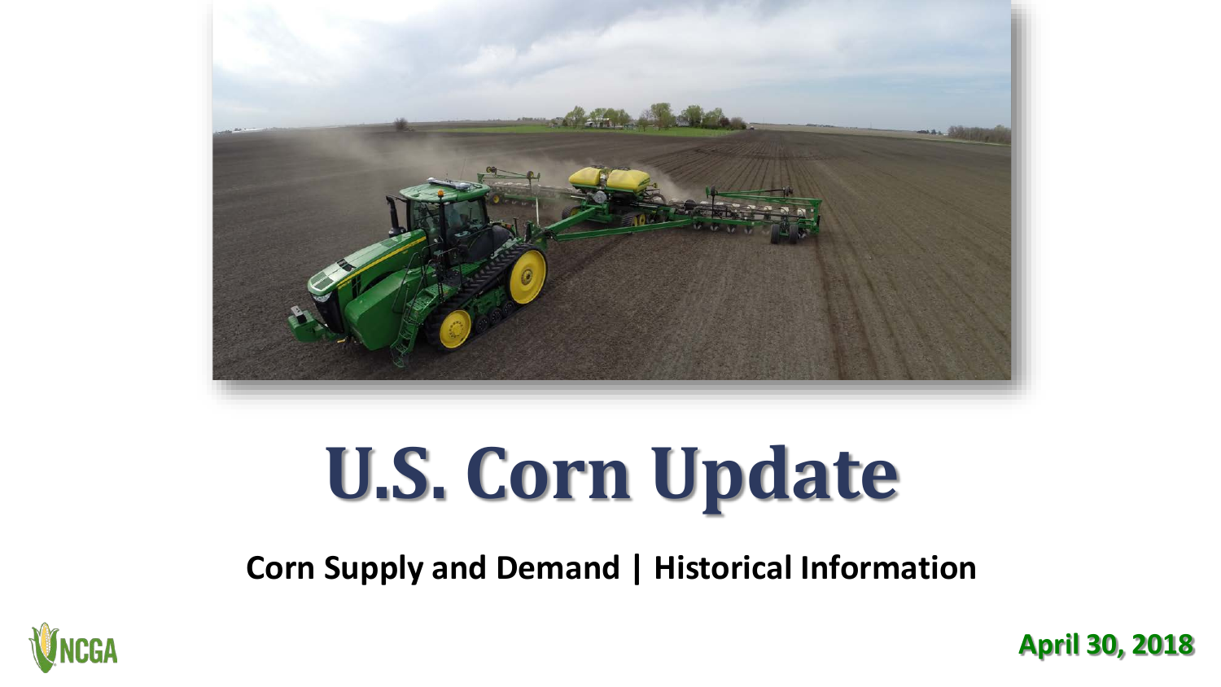# U.S. Corn Update

**Corn Supply and Demand | Historical Information**

NCGA

**April 30, 2018**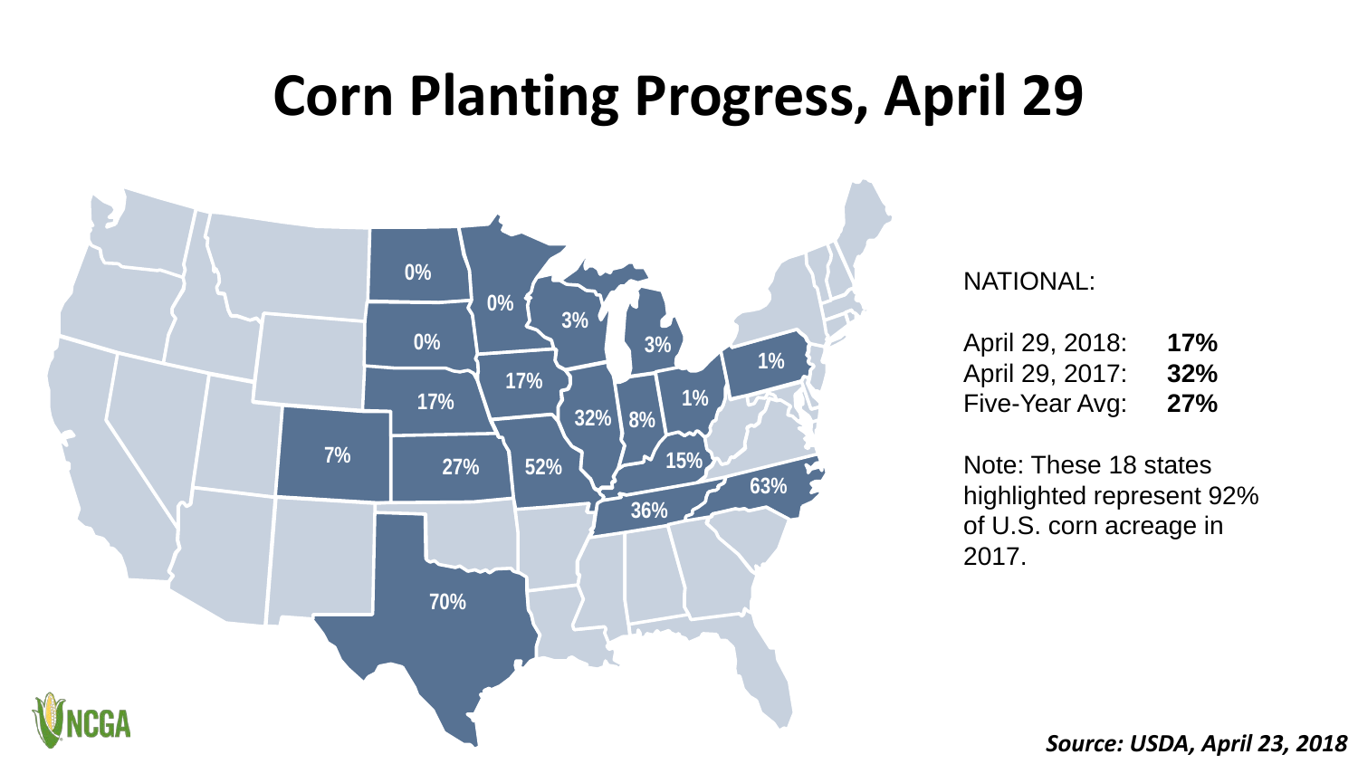# Corn Planting Progress, April 29

NATIONAL:

| | |
|---|---|
| April 29, 2018: | **17%** |
| April 29, 2017: | **32%** |
| Five-Year Avg: | **27%** |

Note: These 18 states highlighted represent 92% of U.S. corn acreage in 2017.

| State | Progress |
|---|---|
| North Dakota | 0% |
| South Dakota | 0% |
| Minnesota | 0% |
| Wisconsin | 3% |
| Michigan | 3% |
| Pennsylvania | 1% |
| Ohio | 1% |
| Nebraska | 17% |
| Iowa | 17% |
| Illinois | 32% |
| Indiana | 8% |
| Colorado | 7% |
| Kansas | 27% |
| Missouri | 52% |
| Kentucky | 15% |
| North Carolina | 63% |
| Tennessee | 36% |
| Texas | 70% |

NCGA

***Source: USDA, April 23, 2018***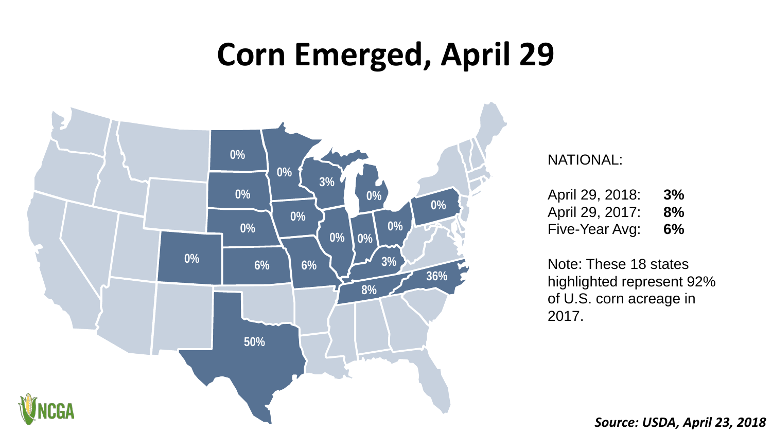# Corn Emerged, April 29

NATIONAL:

| | |
|---|---|
| April 29, 2018: | **3%** |
| April 29, 2017: | **8%** |
| Five-Year Avg: | **6%** |

Note: These 18 states highlighted represent 92% of U.S. corn acreage in 2017.

***Source: USDA, April 23, 2018***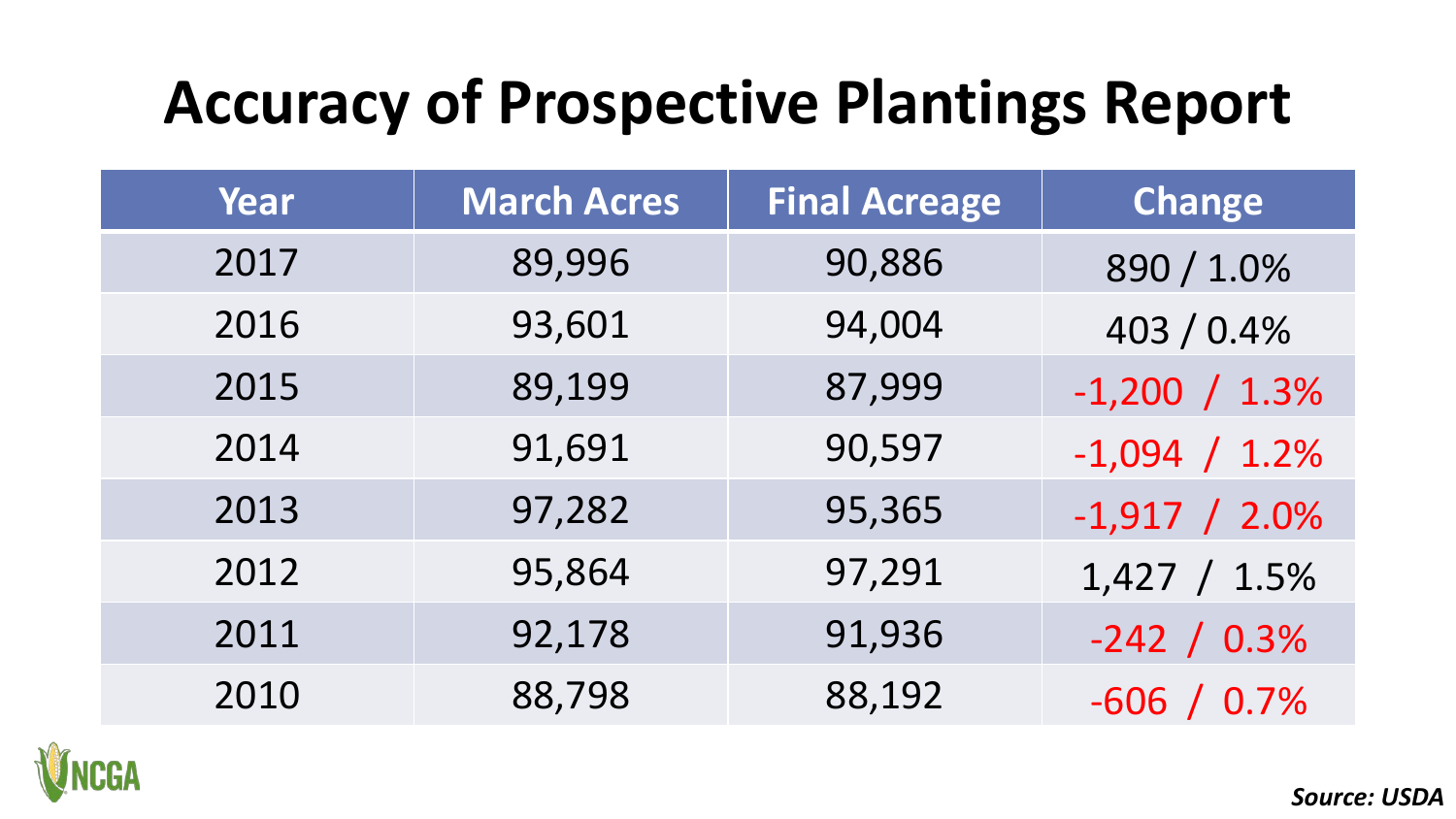# Accuracy of Prospective Plantings Report

| Year | March Acres | Final Acreage | Change |
|---|---|---|---|
| 2017 | 89,996 | 90,886 | 890 / 1.0% |
| 2016 | 93,601 | 94,004 | 403 / 0.4% |
| 2015 | 89,199 | 87,999 | -1,200 / 1.3% |
| 2014 | 91,691 | 90,597 | -1,094 / 1.2% |
| 2013 | 97,282 | 95,365 | -1,917 / 2.0% |
| 2012 | 95,864 | 97,291 | 1,427 / 1.5% |
| 2011 | 92,178 | 91,936 | -242 / 0.3% |
| 2010 | 88,798 | 88,192 | -606 / 0.7% |

NCGA

*Source: USDA*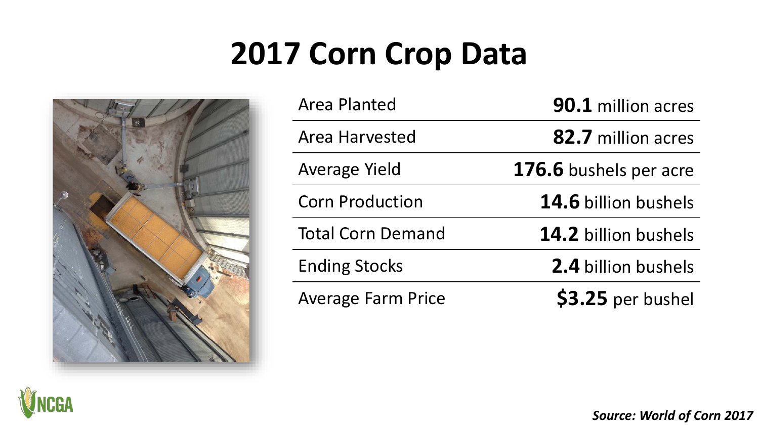# 2017 Corn Crop Data

| | |
|---|---|
| Area Planted | **90.1** million acres |
| Area Harvested | **82.7** million acres |
| Average Yield | **176.6** bushels per acre |
| Corn Production | **14.6** billion bushels |
| Total Corn Demand | **14.2** billion bushels |
| Ending Stocks | **2.4** billion bushels |
| Average Farm Price | **$3.25** per bushel |

***Source: World of Corn 2017***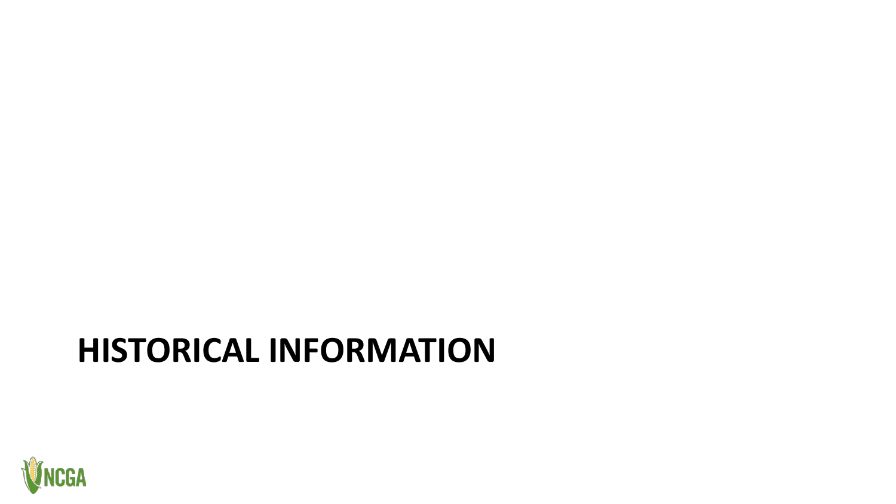# HISTORICAL INFORMATION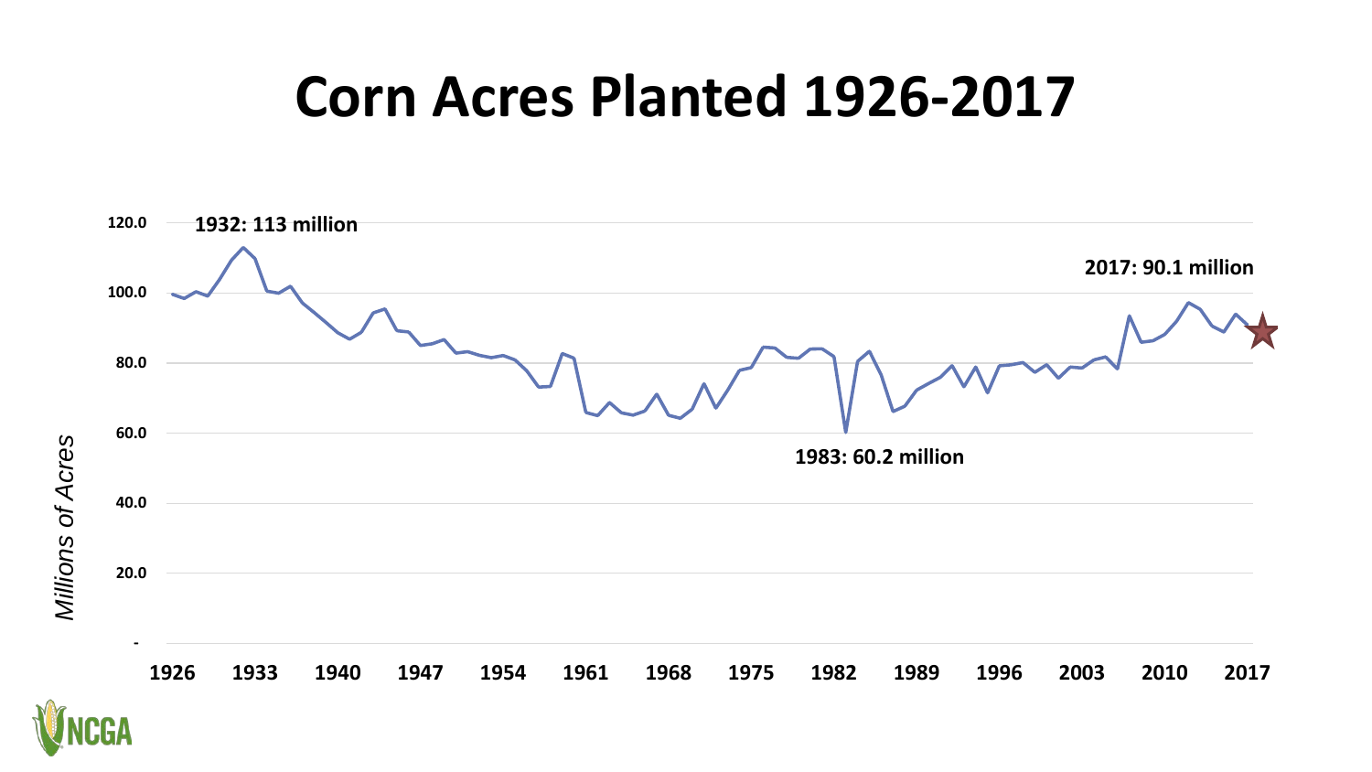# Corn Acres Planted 1926-2017

1932: 113 million

2017: 90.1 million

1983: 60.2 million

*Millions of Acres*

120.0
100.0
80.0
60.0
40.0
20.0
-

1926 1933 1940 1947 1954 1961 1968 1975 1982 1989 1996 2003 2010 2017

NCGA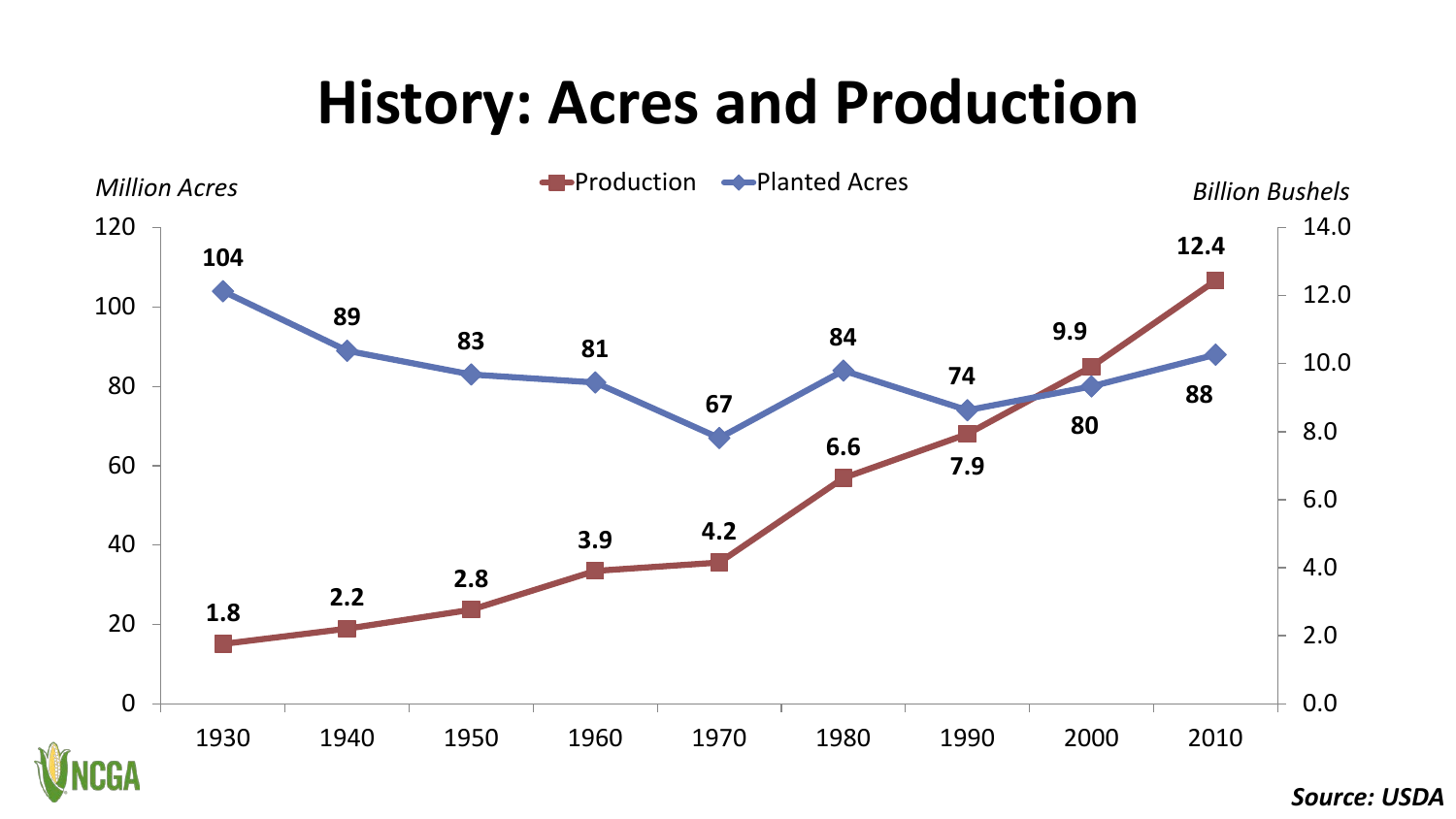# History: Acres and Production

| Year | Planted Acres (Million Acres) | Production (Billion Bushels) |
|---|---|---|
| 1930 | 104 | 1.8 |
| 1940 | 89 | 2.2 |
| 1950 | 83 | 2.8 |
| 1960 | 81 | 3.9 |
| 1970 | 67 | 4.2 |
| 1980 | 84 | 6.6 |
| 1990 | 74 | 7.9 |
| 2000 | 80 | 9.9 |
| 2010 | 88 | 12.4 |

***Source: USDA***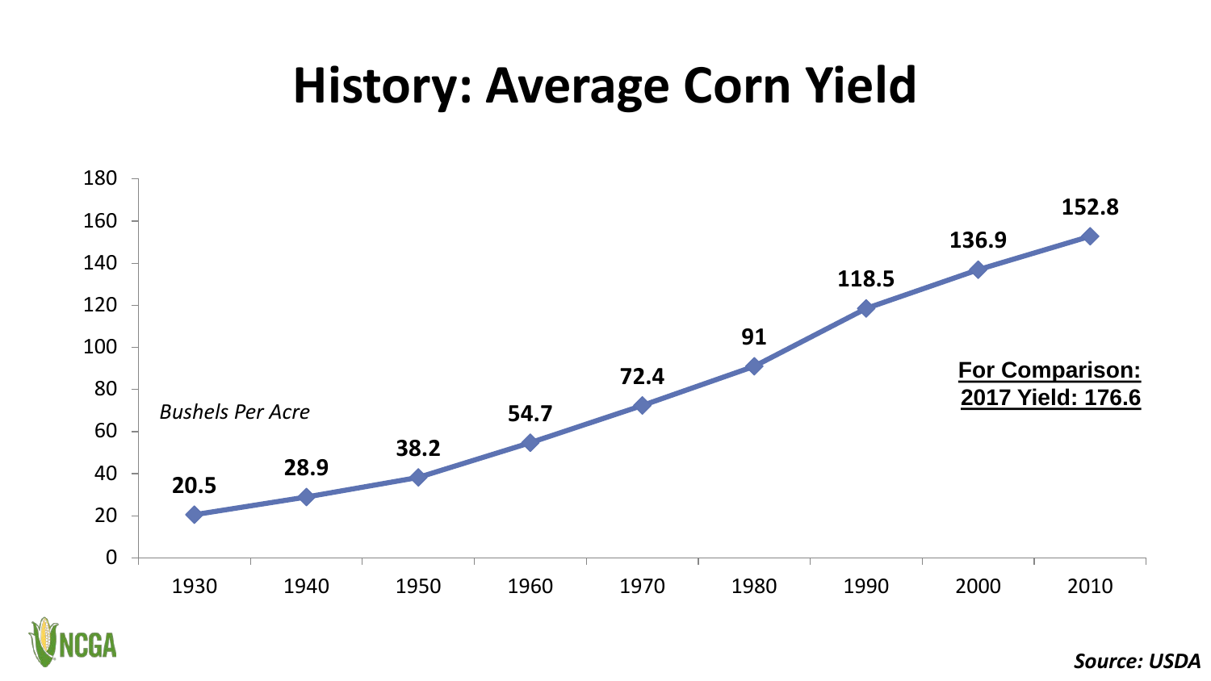# History: Average Corn Yield

*Bushels Per Acre*

| Year | Yield |
| --- | --- |
| 1930 | 20.5 |
| 1940 | 28.9 |
| 1950 | 38.2 |
| 1960 | 54.7 |
| 1970 | 72.4 |
| 1980 | 91 |
| 1990 | 118.5 |
| 2000 | 136.9 |
| 2010 | 152.8 |

**For Comparison:**
**2017 Yield: 176.6**

***Source: USDA***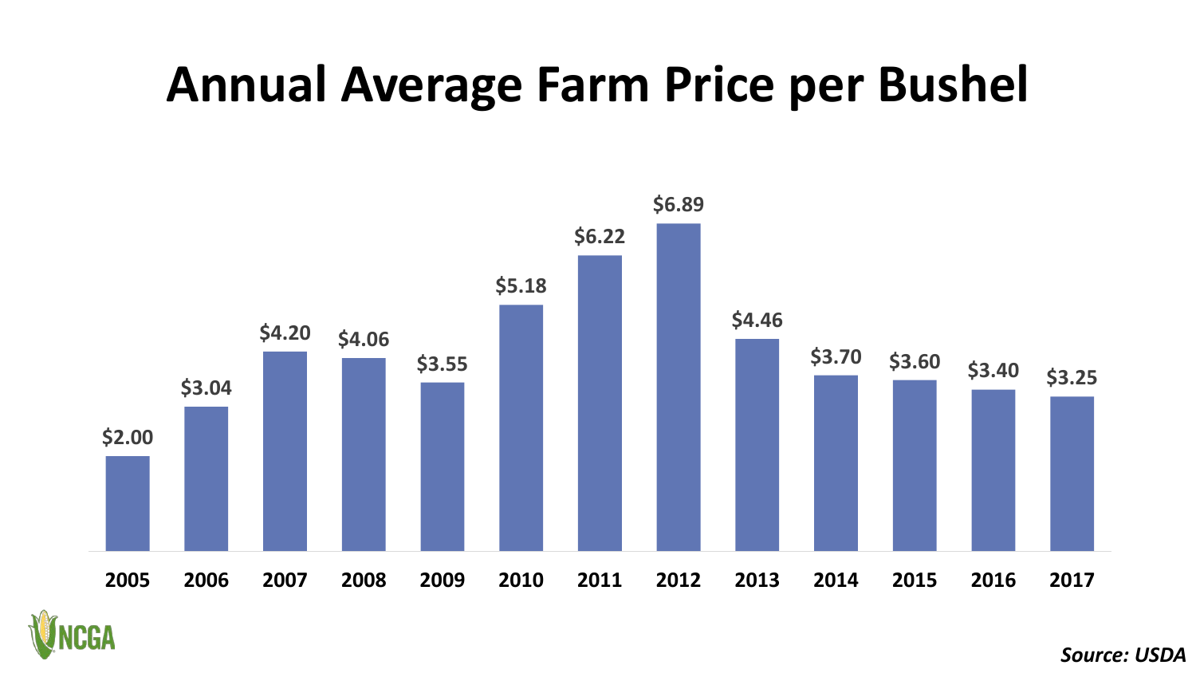# Annual Average Farm Price per Bushel

$2.00
$3.04
$4.20
$4.06
$3.55
$5.18
$6.22
$6.89
$4.46
$3.70
$3.60
$3.40
$3.25

2005
2006
2007
2008
2009
2010
2011
2012
2013
2014
2015
2016
2017

NCGA

*Source: USDA*